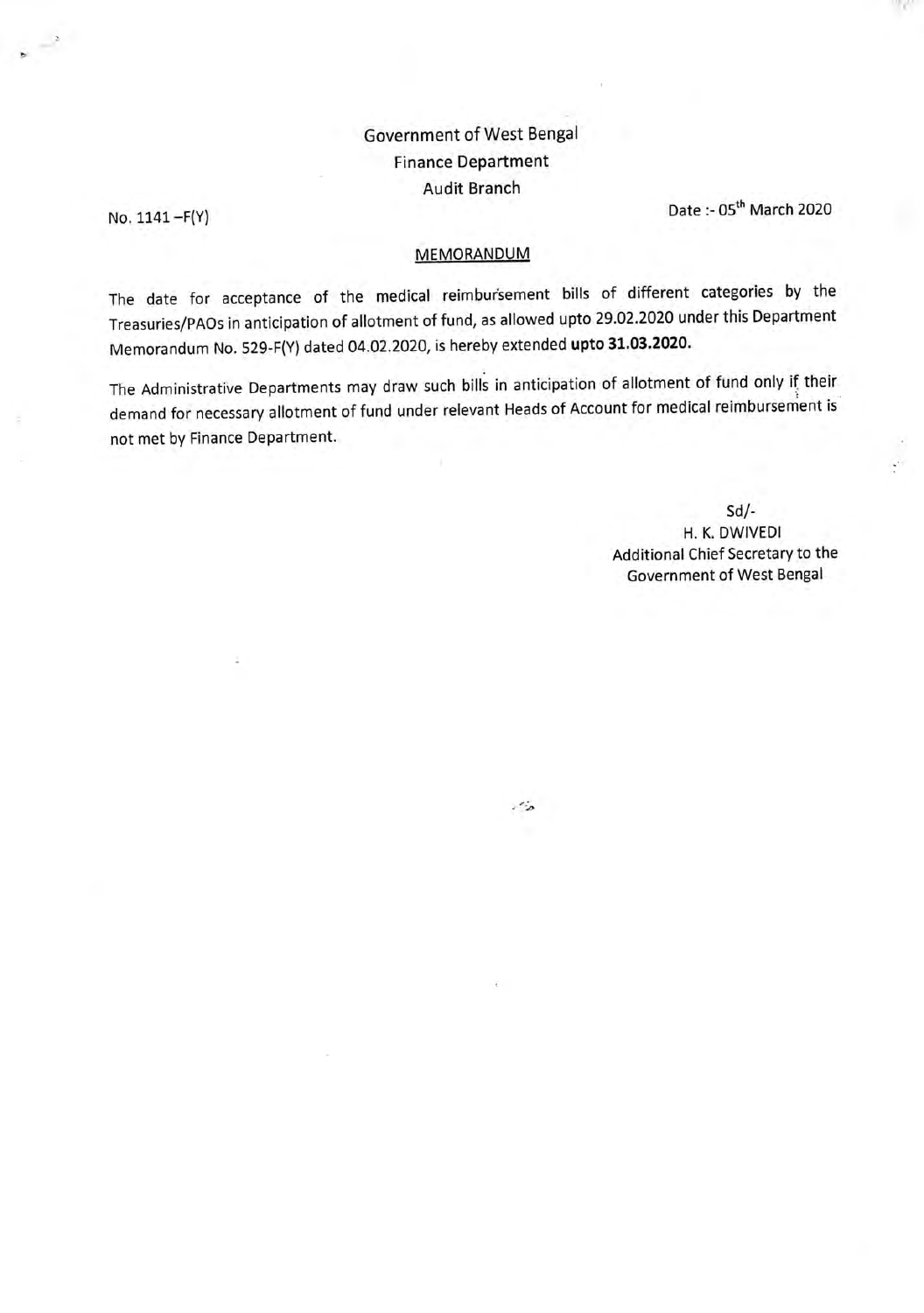Government of West Bengal
Finance Department
Audit Branch

No. 1141 –F(Y)

Date :- 05th March 2020

MEMORANDUM

The date for acceptance of the medical reimbursement bills of different categories by the Treasuries/PAOs in anticipation of allotment of fund, as allowed upto 29.02.2020 under this Department Memorandum No. 529-F(Y) dated 04.02.2020, is hereby extended **upto 31.03.2020.**

The Administrative Departments may draw such bills in anticipation of allotment of fund only if their demand for necessary allotment of fund under relevant Heads of Account for medical reimbursement is not met by Finance Department.

Sd/-
H. K. DWIVEDI
Additional Chief Secretary to the
Government of West Bengal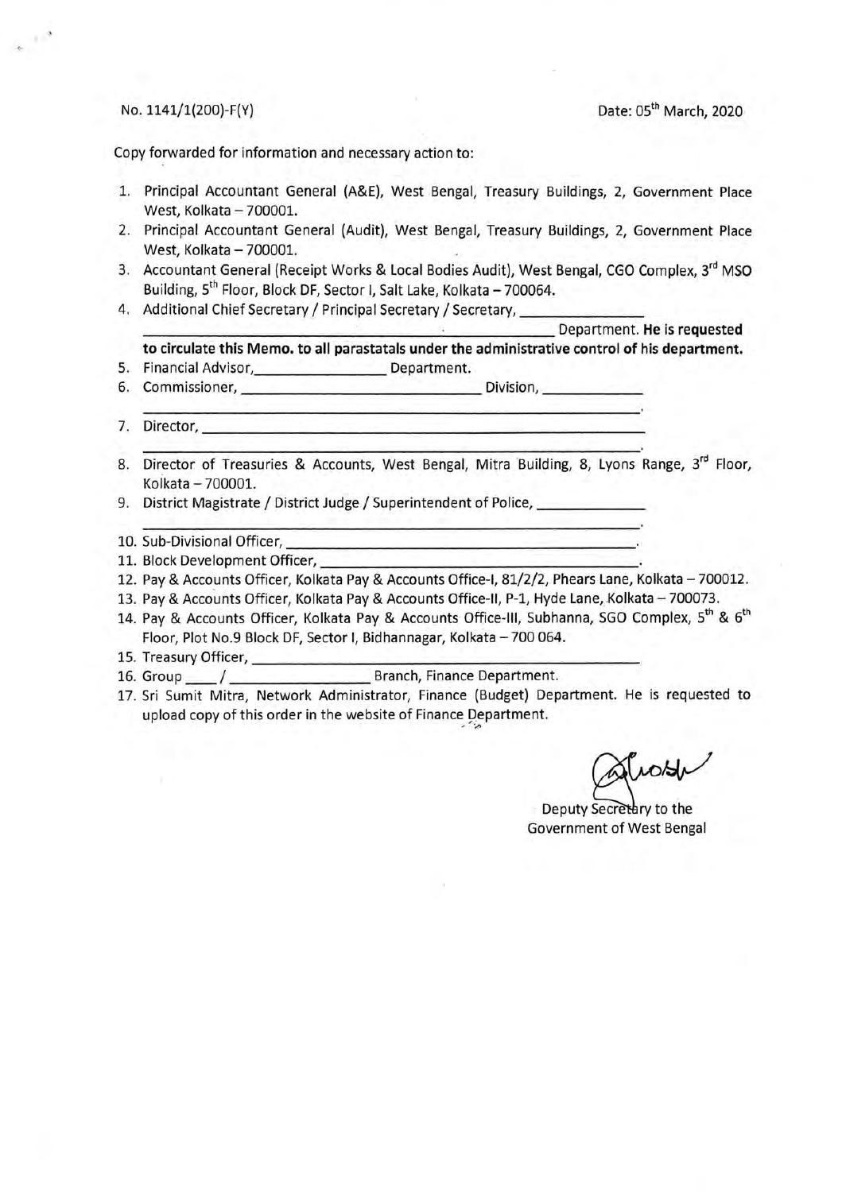No. 1141/1(200)-F(Y) Date: 05th March, 2020

Copy forwarded for information and necessary action to:

1. Principal Accountant General (A&E), West Bengal, Treasury Buildings, 2, Government Place West, Kolkata – 700001.
2. Principal Accountant General (Audit), West Bengal, Treasury Buildings, 2, Government Place West, Kolkata – 700001.
3. Accountant General (Receipt Works & Local Bodies Audit), West Bengal, CGO Complex, 3rd MSO Building, 5th Floor, Block DF, Sector I, Salt Lake, Kolkata – 700064.
4. Additional Chief Secretary / Principal Secretary / Secretary, ______________ ______________ Department. **He is requested to circulate this Memo. to all parastatals under the administrative control of his department.**
5. Financial Advisor, ______________ Department.
6. Commissioner, ______________ Division, ______________ ______________.
7. Director, ______________ ______________.
8. Director of Treasuries & Accounts, West Bengal, Mitra Building, 8, Lyons Range, 3rd Floor, Kolkata – 700001.
9. District Magistrate / District Judge / Superintendent of Police, ______________ ______________.
10. Sub-Divisional Officer, ______________.
11. Block Development Officer, ______________.
12. Pay & Accounts Officer, Kolkata Pay & Accounts Office-I, 81/2/2, Phears Lane, Kolkata – 700012.
13. Pay & Accounts Officer, Kolkata Pay & Accounts Office-II, P-1, Hyde Lane, Kolkata – 700073.
14. Pay & Accounts Officer, Kolkata Pay & Accounts Office-III, Subhanna, SGO Complex, 5th & 6th Floor, Plot No.9 Block DF, Sector I, Bidhannagar, Kolkata – 700 064.
15. Treasury Officer, ______________
16. Group ____ / ______________ Branch, Finance Department.
17. Sri Sumit Mitra, Network Administrator, Finance (Budget) Department. He is requested to upload copy of this order in the website of Finance Department.

Deputy Secretary to the
Government of West Bengal